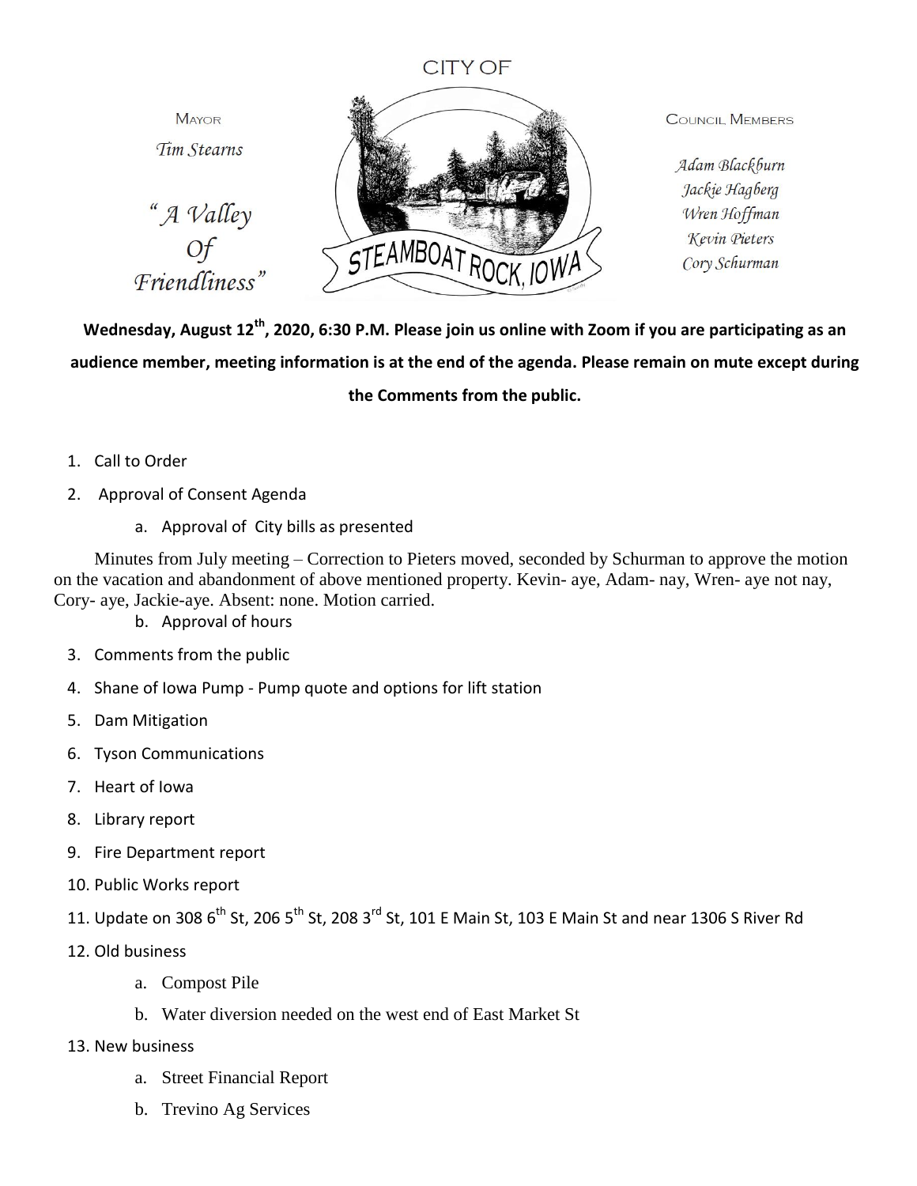CITY OF

MAYOR

*Tim Stearns*

*"A Valley Of Friendliness"*

STEAMBOAT ROCK, IOWA

COUNCIL MEMBERS

*Adam Blackburn*
*Jackie Hagberg*
*Wren Hoffman*
*Kevin Pieters*
*Cory Schurman*

**Wednesday, August 12th, 2020, 6:30 P.M. Please join us online with Zoom if you are participating as an audience member, meeting information is at the end of the agenda. Please remain on mute except during the Comments from the public.**

1. Call to Order
2. Approval of Consent Agenda
   a. Approval of City bills as presented

   Minutes from July meeting – Correction to Pieters moved, seconded by Schurman to approve the motion on the vacation and abandonment of above mentioned property. Kevin- aye, Adam- nay, Wren- aye not nay, Cory- aye, Jackie-aye. Absent: none. Motion carried.

   b. Approval of hours
3. Comments from the public
4. Shane of Iowa Pump - Pump quote and options for lift station
5. Dam Mitigation
6. Tyson Communications
7. Heart of Iowa
8. Library report
9. Fire Department report
10. Public Works report
11. Update on 308 6th St, 206 5th St, 208 3rd St, 101 E Main St, 103 E Main St and near 1306 S River Rd
12. Old business
    a. Compost Pile
    b. Water diversion needed on the west end of East Market St
13. New business
    a. Street Financial Report
    b. Trevino Ag Services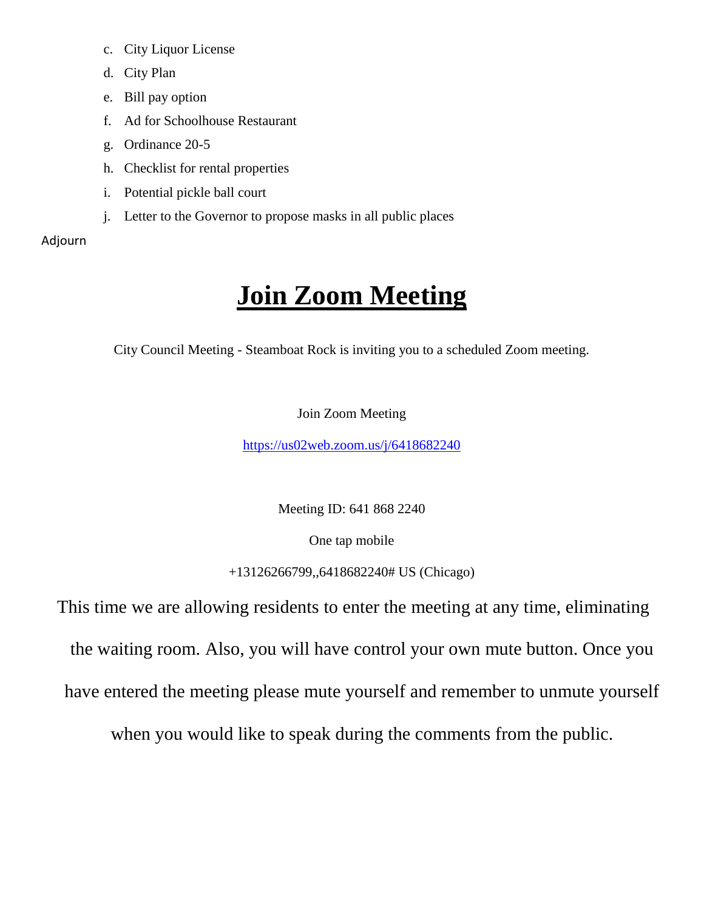c. City Liquor License
d. City Plan
e. Bill pay option
f. Ad for Schoolhouse Restaurant
g. Ordinance 20-5
h. Checklist for rental properties
i. Potential pickle ball court
j. Letter to the Governor to propose masks in all public places

Adjourn

# Join Zoom Meeting

City Council Meeting - Steamboat Rock is inviting you to a scheduled Zoom meeting.

Join Zoom Meeting

https://us02web.zoom.us/j/6418682240

Meeting ID: 641 868 2240

One tap mobile

+13126266799,,6418682240# US (Chicago)

This time we are allowing residents to enter the meeting at any time, eliminating the waiting room. Also, you will have control your own mute button. Once you have entered the meeting please mute yourself and remember to unmute yourself when you would like to speak during the comments from the public.